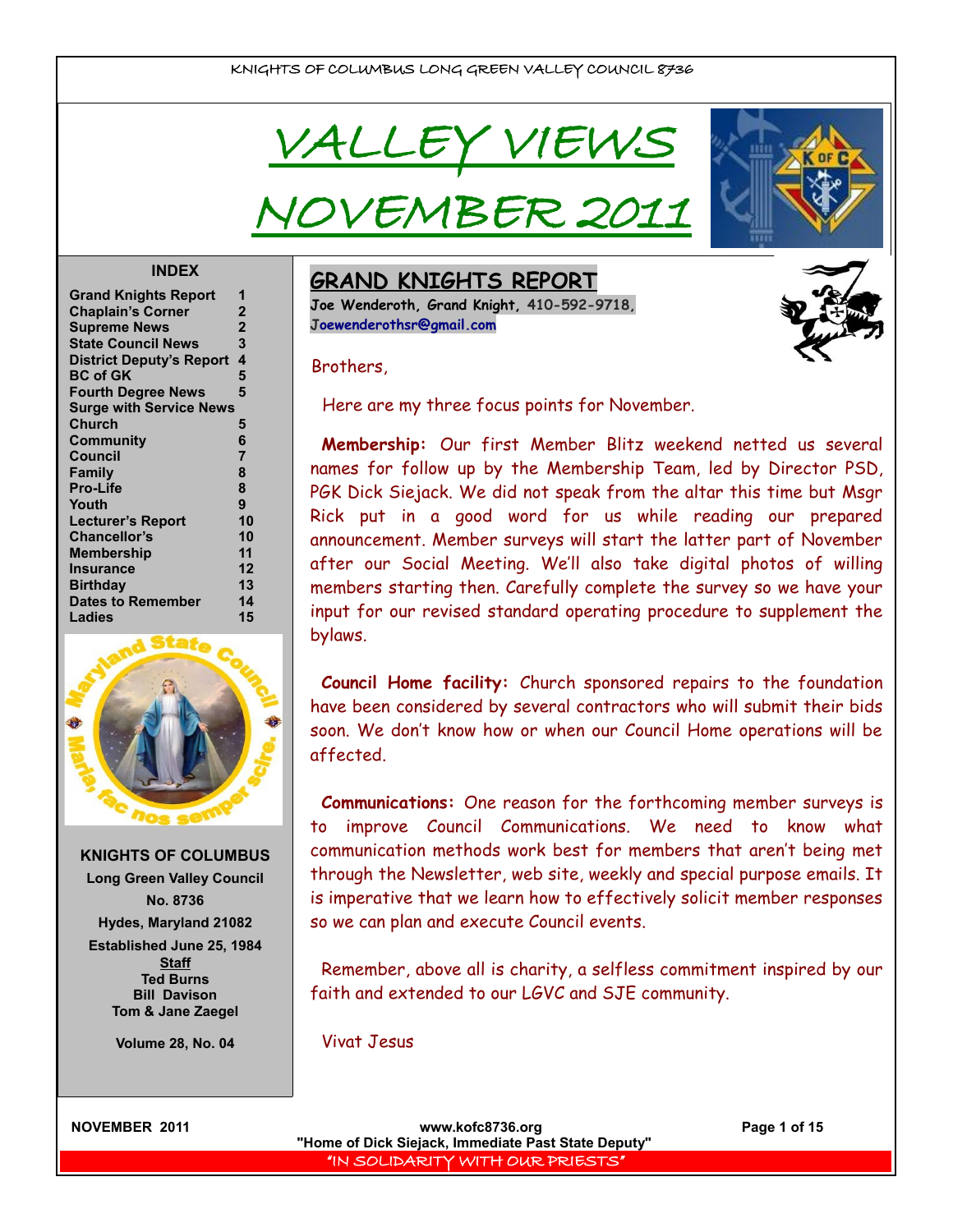KNIGHTS OF COLUMBUS LONG GREEN VALLEY COUNCIL 8736

# VALLEY VIEWS
# NOVEMBER 2011

**INDEX**

| | |
|---|---|
| Grand Knights Report | 1 |
| Chaplain's Corner | 2 |
| Supreme News | 2 |
| State Council News | 3 |
| District Deputy's Report | 4 |
| BC of GK | 5 |
| Fourth Degree News | 5 |
| Surge with Service News | |
| Church | 5 |
| Community | 6 |
| Council | 7 |
| Family | 8 |
| Pro-Life | 8 |
| Youth | 9 |
| Lecturer's Report | 10 |
| Chancellor's | 10 |
| Membership | 11 |
| Insurance | 12 |
| Birthday | 13 |
| Dates to Remember | 14 |
| Ladies | 15 |

**KNIGHTS OF COLUMBUS**
**Long Green Valley Council**
**No. 8736**
**Hydes, Maryland 21082**
**Established June 25, 1984**

**Staff**
**Ted Burns**
**Bill Davison**
**Tom & Jane Zaegel**

**Volume 28, No. 04**

## GRAND KNIGHTS REPORT

**Joe Wenderoth, Grand Knight, 410-592-9718, Joewenderothsr@gmail.com**

Brothers,

Here are my three focus points for November.

**Membership:** Our first Member Blitz weekend netted us several names for follow up by the Membership Team, led by Director PSD, PGK Dick Siejack. We did not speak from the altar this time but Msgr Rick put in a good word for us while reading our prepared announcement. Member surveys will start the latter part of November after our Social Meeting. We'll also take digital photos of willing members starting then. Carefully complete the survey so we have your input for our revised standard operating procedure to supplement the bylaws.

**Council Home facility:** Church sponsored repairs to the foundation have been considered by several contractors who will submit their bids soon. We don't know how or when our Council Home operations will be affected.

**Communications:** One reason for the forthcoming member surveys is to improve Council Communications. We need to know what communication methods work best for members that aren't being met through the Newsletter, web site, weekly and special purpose emails. It is imperative that we learn how to effectively solicit member responses so we can plan and execute Council events.

Remember, above all is charity, a selfless commitment inspired by our faith and extended to our LGVC and SJE community.

Vivat Jesus

www.kofc8736.org
"Home of Dick Siejack, Immediate Past State Deputy"
"IN SOLIDARITY WITH OUR PRIESTS"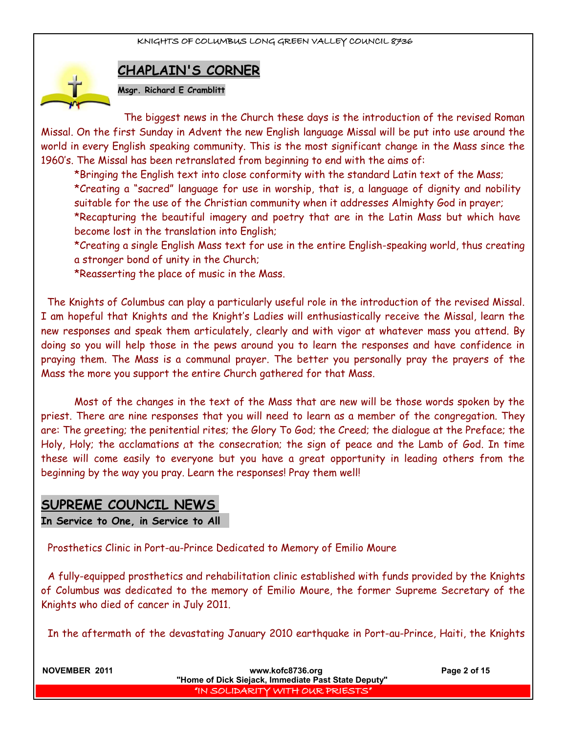## CHAPLAIN'S CORNER

**Msgr. Richard E Cramblitt**

The biggest news in the Church these days is the introduction of the revised Roman Missal. On the first Sunday in Advent the new English language Missal will be put into use around the world in every English speaking community. This is the most significant change in the Mass since the 1960's. The Missal has been retranslated from beginning to end with the aims of:

*Bringing the English text into close conformity with the standard Latin text of the Mass;
*Creating a "sacred" language for use in worship, that is, a language of dignity and nobility suitable for the use of the Christian community when it addresses Almighty God in prayer;
*Recapturing the beautiful imagery and poetry that are in the Latin Mass but which have become lost in the translation into English;
*Creating a single English Mass text for use in the entire English-speaking world, thus creating a stronger bond of unity in the Church;
*Reasserting the place of music in the Mass.

The Knights of Columbus can play a particularly useful role in the introduction of the revised Missal. I am hopeful that Knights and the Knight's Ladies will enthusiastically receive the Missal, learn the new responses and speak them articulately, clearly and with vigor at whatever mass you attend. By doing so you will help those in the pews around you to learn the responses and have confidence in praying them. The Mass is a communal prayer. The better you personally pray the prayers of the Mass the more you support the entire Church gathered for that Mass.

Most of the changes in the text of the Mass that are new will be those words spoken by the priest. There are nine responses that you will need to learn as a member of the congregation. They are: The greeting; the penitential rites; the Glory To God; the Creed; the dialogue at the Preface; the Holy, Holy; the acclamations at the consecration; the sign of peace and the Lamb of God. In time these will come easily to everyone but you have a great opportunity in leading others from the beginning by the way you pray. Learn the responses! Pray them well!

## SUPREME COUNCIL NEWS

**In Service to One, in Service to All**

Prosthetics Clinic in Port-au-Prince Dedicated to Memory of Emilio Moure

A fully-equipped prosthetics and rehabilitation clinic established with funds provided by the Knights of Columbus was dedicated to the memory of Emilio Moure, the former Supreme Secretary of the Knights who died of cancer in July 2011.

In the aftermath of the devastating January 2010 earthquake in Port-au-Prince, Haiti, the Knights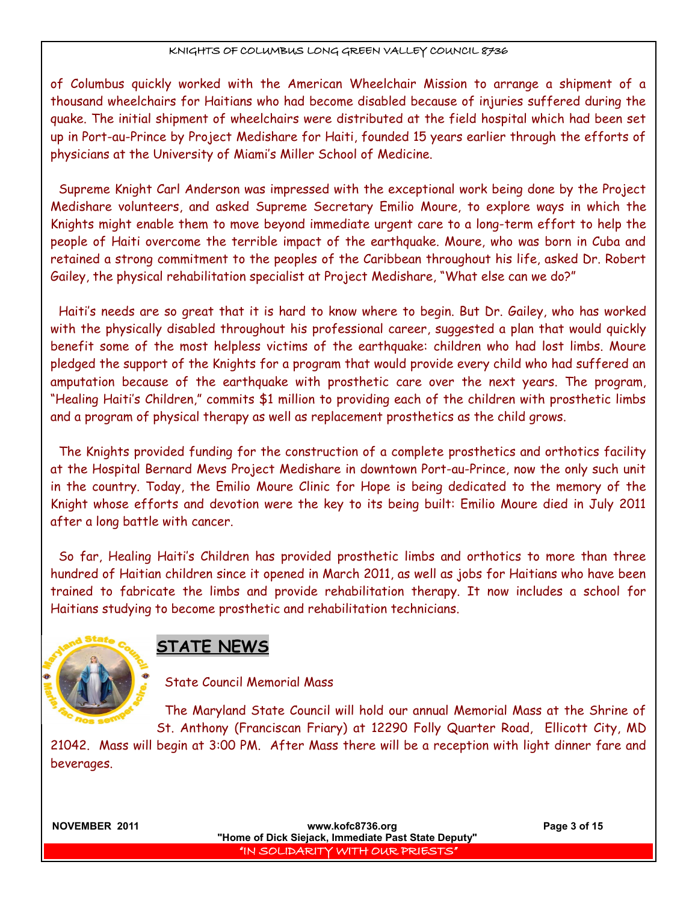of Columbus quickly worked with the American Wheelchair Mission to arrange a shipment of a thousand wheelchairs for Haitians who had become disabled because of injuries suffered during the quake. The initial shipment of wheelchairs were distributed at the field hospital which had been set up in Port-au-Prince by Project Medishare for Haiti, founded 15 years earlier through the efforts of physicians at the University of Miami's Miller School of Medicine.

Supreme Knight Carl Anderson was impressed with the exceptional work being done by the Project Medishare volunteers, and asked Supreme Secretary Emilio Moure, to explore ways in which the Knights might enable them to move beyond immediate urgent care to a long-term effort to help the people of Haiti overcome the terrible impact of the earthquake. Moure, who was born in Cuba and retained a strong commitment to the peoples of the Caribbean throughout his life, asked Dr. Robert Gailey, the physical rehabilitation specialist at Project Medishare, "What else can we do?"

Haiti's needs are so great that it is hard to know where to begin. But Dr. Gailey, who has worked with the physically disabled throughout his professional career, suggested a plan that would quickly benefit some of the most helpless victims of the earthquake: children who had lost limbs. Moure pledged the support of the Knights for a program that would provide every child who had suffered an amputation because of the earthquake with prosthetic care over the next years. The program, "Healing Haiti's Children," commits $1 million to providing each of the children with prosthetic limbs and a program of physical therapy as well as replacement prosthetics as the child grows.

The Knights provided funding for the construction of a complete prosthetics and orthotics facility at the Hospital Bernard Mevs Project Medishare in downtown Port-au-Prince, now the only such unit in the country. Today, the Emilio Moure Clinic for Hope is being dedicated to the memory of the Knight whose efforts and devotion were the key to its being built: Emilio Moure died in July 2011 after a long battle with cancer.

So far, Healing Haiti's Children has provided prosthetic limbs and orthotics to more than three hundred of Haitian children since it opened in March 2011, as well as jobs for Haitians who have been trained to fabricate the limbs and provide rehabilitation therapy. It now includes a school for Haitians studying to become prosthetic and rehabilitation technicians.

## STATE NEWS

State Council Memorial Mass

The Maryland State Council will hold our annual Memorial Mass at the Shrine of St. Anthony (Franciscan Friary) at 12290 Folly Quarter Road, Ellicott City, MD 21042. Mass will begin at 3:00 PM. After Mass there will be a reception with light dinner fare and beverages.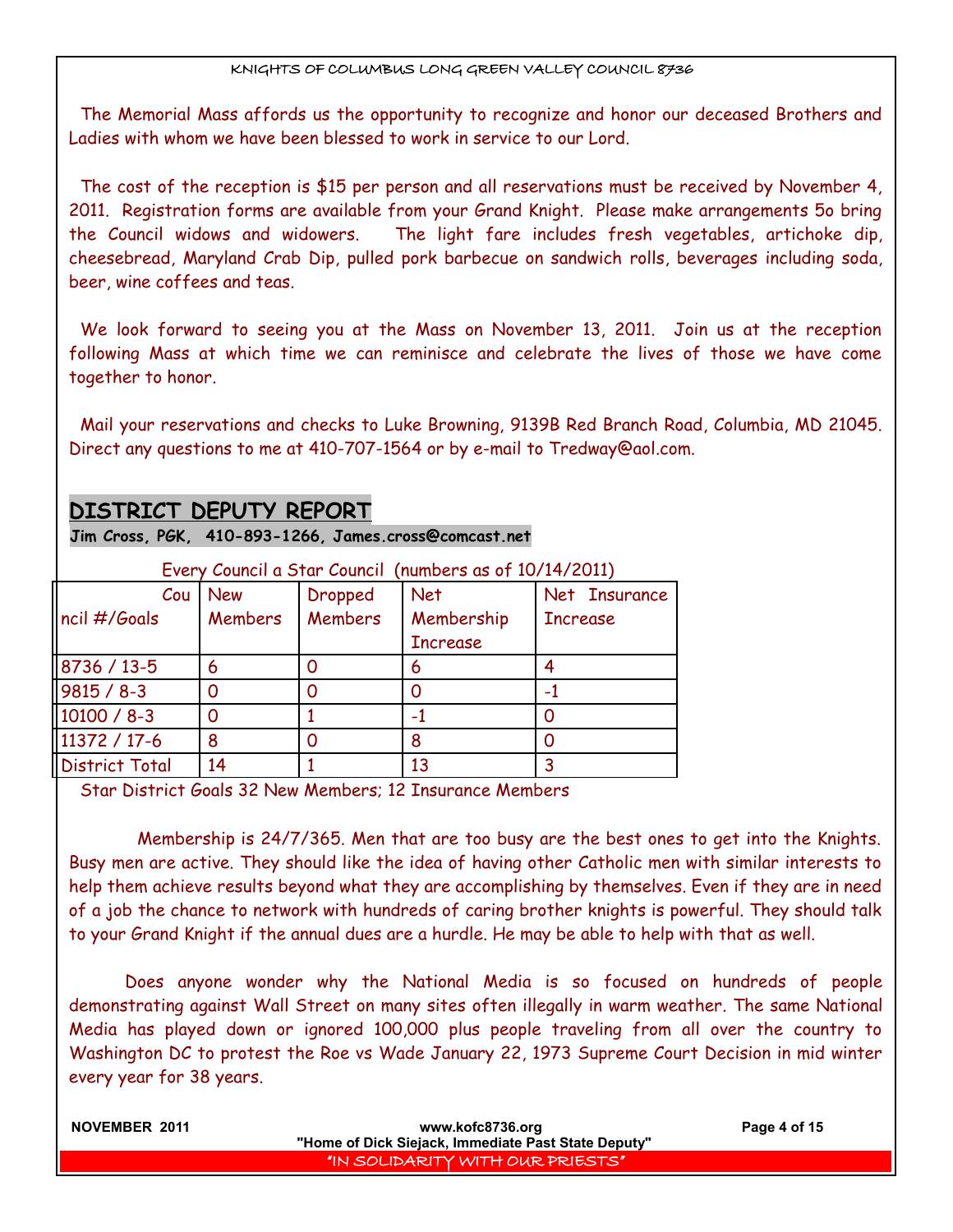The Memorial Mass affords us the opportunity to recognize and honor our deceased Brothers and Ladies with whom we have been blessed to work in service to our Lord.

The cost of the reception is $15 per person and all reservations must be received by November 4, 2011. Registration forms are available from your Grand Knight. Please make arrangements 5o bring the Council widows and widowers. The light fare includes fresh vegetables, artichoke dip, cheesebread, Maryland Crab Dip, pulled pork barbecue on sandwich rolls, beverages including soda, beer, wine coffees and teas.

We look forward to seeing you at the Mass on November 13, 2011. Join us at the reception following Mass at which time we can reminisce and celebrate the lives of those we have come together to honor.

Mail your reservations and checks to Luke Browning, 9139B Red Branch Road, Columbia, MD 21045. Direct any questions to me at 410-707-1564 or by e-mail to Tredway@aol.com.

## DISTRICT DEPUTY REPORT

**Jim Cross, PGK, 410-893-1266, James.cross@comcast.net**

Every Council a Star Council (numbers as of 10/14/2011)

| Council #/Goals | New Members | Dropped Members | Net Membership Increase | Net Insurance Increase |
|---|---|---|---|---|
| 8736 / 13-5 | 6 | 0 | 6 | 4 |
| 9815 / 8-3 | 0 | 0 | 0 | -1 |
| 10100 / 8-3 | 0 | 1 | -1 | 0 |
| 11372 / 17-6 | 8 | 0 | 8 | 0 |
| District Total | 14 | 1 | 13 | 3 |

Star District Goals 32 New Members; 12 Insurance Members

Membership is 24/7/365. Men that are too busy are the best ones to get into the Knights. Busy men are active. They should like the idea of having other Catholic men with similar interests to help them achieve results beyond what they are accomplishing by themselves. Even if they are in need of a job the chance to network with hundreds of caring brother knights is powerful. They should talk to your Grand Knight if the annual dues are a hurdle. He may be able to help with that as well.

Does anyone wonder why the National Media is so focused on hundreds of people demonstrating against Wall Street on many sites often illegally in warm weather. The same National Media has played down or ignored 100,000 plus people traveling from all over the country to Washington DC to protest the Roe vs Wade January 22, 1973 Supreme Court Decision in mid winter every year for 38 years.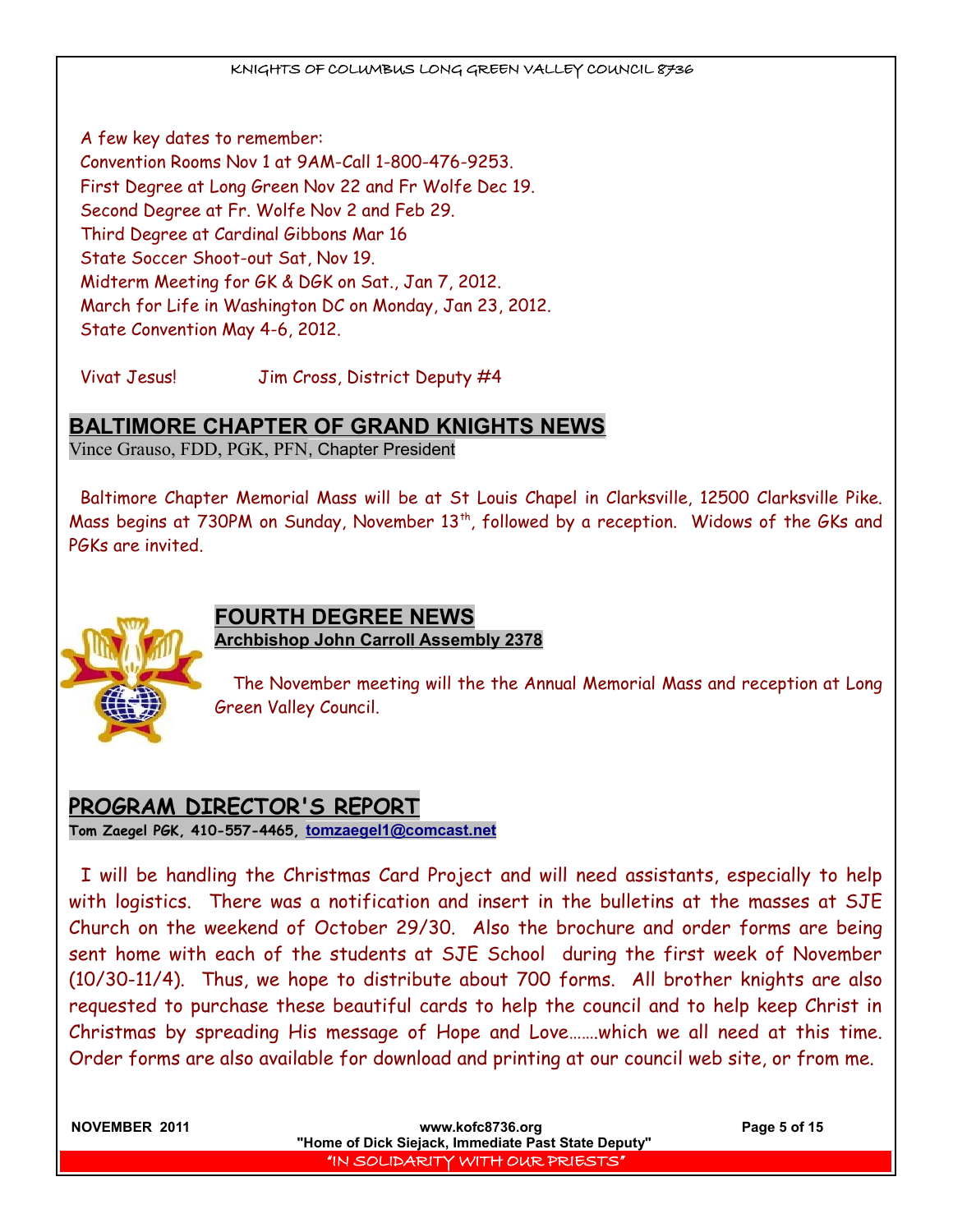A few key dates to remember:
Convention Rooms Nov 1 at 9AM-Call 1-800-476-9253.
First Degree at Long Green Nov 22 and Fr Wolfe Dec 19.
Second Degree at Fr. Wolfe Nov 2 and Feb 29.
Third Degree at Cardinal Gibbons Mar 16
State Soccer Shoot-out Sat, Nov 19.
Midterm Meeting for GK & DGK on Sat., Jan 7, 2012.
March for Life in Washington DC on Monday, Jan 23, 2012.
State Convention May 4-6, 2012.

Vivat Jesus!  Jim Cross, District Deputy #4

## BALTIMORE CHAPTER OF GRAND KNIGHTS NEWS

Vince Grauso, FDD, PGK, PFN, Chapter President

Baltimore Chapter Memorial Mass will be at St Louis Chapel in Clarksville, 12500 Clarksville Pike. Mass begins at 730PM on Sunday, November 13th, followed by a reception. Widows of the GKs and PGKs are invited.

## FOURTH DEGREE NEWS

**Archbishop John Carroll Assembly 2378**

The November meeting will the the Annual Memorial Mass and reception at Long Green Valley Council.

## PROGRAM DIRECTOR'S REPORT

**Tom Zaegel PGK, 410-557-4465, tomzaegel1@comcast.net**

I will be handling the Christmas Card Project and will need assistants, especially to help with logistics. There was a notification and insert in the bulletins at the masses at SJE Church on the weekend of October 29/30. Also the brochure and order forms are being sent home with each of the students at SJE School during the first week of November (10/30-11/4). Thus, we hope to distribute about 700 forms. All brother knights are also requested to purchase these beautiful cards to help the council and to help keep Christ in Christmas by spreading His message of Hope and Love…….which we all need at this time. Order forms are also available for download and printing at our council web site, or from me.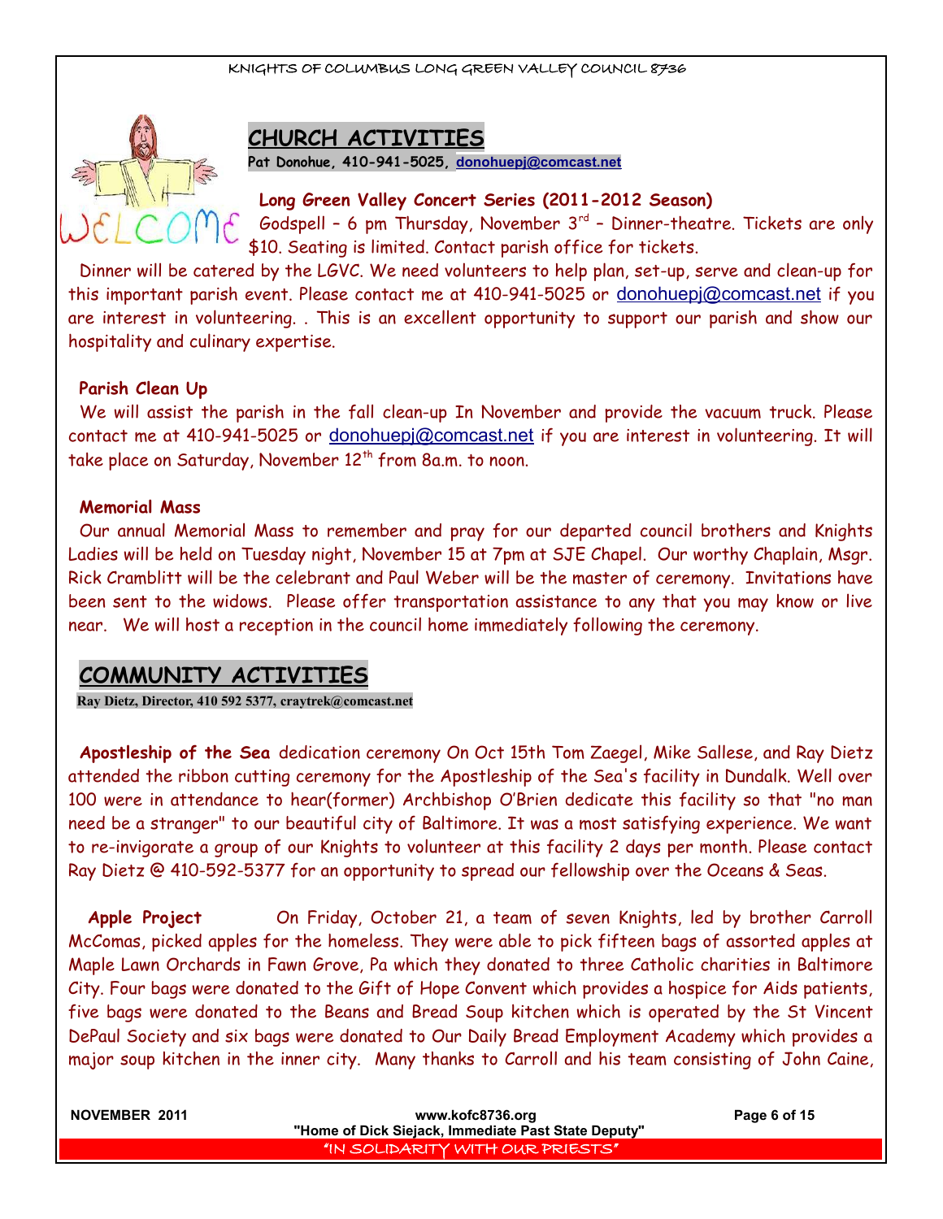## CHURCH ACTIVITIES

**Pat Donohue, 410-941-5025, donohuepj@comcast.net**

**Long Green Valley Concert Series (2011-2012 Season)**

Godspell – 6 pm Thursday, November 3rd – Dinner-theatre. Tickets are only $10. Seating is limited. Contact parish office for tickets.

Dinner will be catered by the LGVC. We need volunteers to help plan, set-up, serve and clean-up for this important parish event. Please contact me at 410-941-5025 or donohuepj@comcast.net if you are interest in volunteering. . This is an excellent opportunity to support our parish and show our hospitality and culinary expertise.

**Parish Clean Up**

We will assist the parish in the fall clean-up In November and provide the vacuum truck. Please contact me at 410-941-5025 or donohuepj@comcast.net if you are interest in volunteering. It will take place on Saturday, November 12th from 8a.m. to noon.

**Memorial Mass**

Our annual Memorial Mass to remember and pray for our departed council brothers and Knights Ladies will be held on Tuesday night, November 15 at 7pm at SJE Chapel. Our worthy Chaplain, Msgr. Rick Cramblitt will be the celebrant and Paul Weber will be the master of ceremony. Invitations have been sent to the widows. Please offer transportation assistance to any that you may know or live near. We will host a reception in the council home immediately following the ceremony.

## COMMUNITY ACTIVITIES

**Ray Dietz, Director, 410 592 5377, craytrek@comcast.net**

**Apostleship of the Sea** dedication ceremony On Oct 15th Tom Zaegel, Mike Sallese, and Ray Dietz attended the ribbon cutting ceremony for the Apostleship of the Sea's facility in Dundalk. Well over 100 were in attendance to hear(former) Archbishop O'Brien dedicate this facility so that "no man need be a stranger" to our beautiful city of Baltimore. It was a most satisfying experience. We want to re-invigorate a group of our Knights to volunteer at this facility 2 days per month. Please contact Ray Dietz @ 410-592-5377 for an opportunity to spread our fellowship over the Oceans & Seas.

**Apple Project** On Friday, October 21, a team of seven Knights, led by brother Carroll McComas, picked apples for the homeless. They were able to pick fifteen bags of assorted apples at Maple Lawn Orchards in Fawn Grove, Pa which they donated to three Catholic charities in Baltimore City. Four bags were donated to the Gift of Hope Convent which provides a hospice for Aids patients, five bags were donated to the Beans and Bread Soup kitchen which is operated by the St Vincent DePaul Society and six bags were donated to Our Daily Bread Employment Academy which provides a major soup kitchen in the inner city. Many thanks to Carroll and his team consisting of John Caine,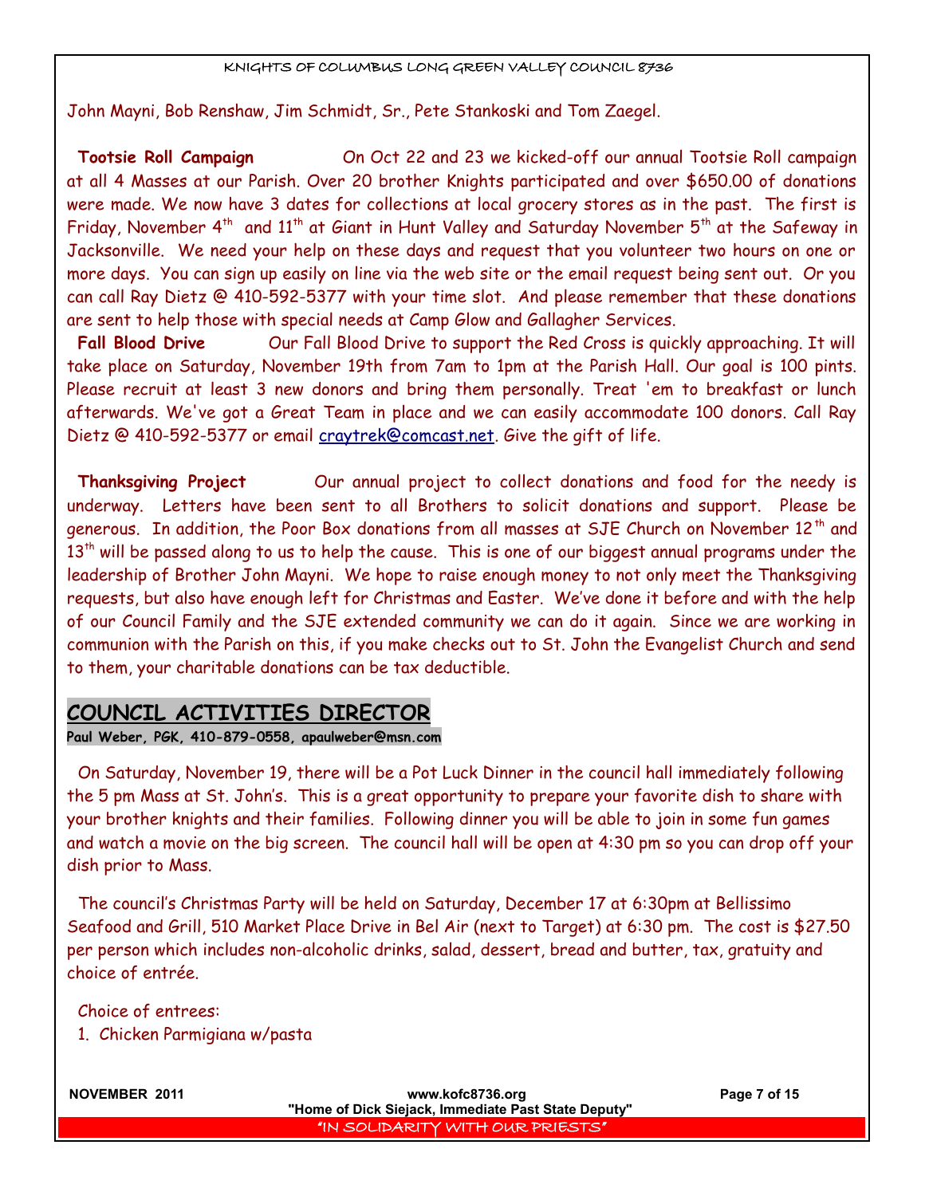John Mayni, Bob Renshaw, Jim Schmidt, Sr., Pete Stankoski and Tom Zaegel.

**Tootsie Roll Campaign** On Oct 22 and 23 we kicked-off our annual Tootsie Roll campaign at all 4 Masses at our Parish. Over 20 brother Knights participated and over $650.00 of donations were made. We now have 3 dates for collections at local grocery stores as in the past. The first is Friday, November 4th and 11th at Giant in Hunt Valley and Saturday November 5th at the Safeway in Jacksonville. We need your help on these days and request that you volunteer two hours on one or more days. You can sign up easily on line via the web site or the email request being sent out. Or you can call Ray Dietz @ 410-592-5377 with your time slot. And please remember that these donations are sent to help those with special needs at Camp Glow and Gallagher Services.

**Fall Blood Drive** Our Fall Blood Drive to support the Red Cross is quickly approaching. It will take place on Saturday, November 19th from 7am to 1pm at the Parish Hall. Our goal is 100 pints. Please recruit at least 3 new donors and bring them personally. Treat 'em to breakfast or lunch afterwards. We've got a Great Team in place and we can easily accommodate 100 donors. Call Ray Dietz @ 410-592-5377 or email craytrek@comcast.net. Give the gift of life.

**Thanksgiving Project** Our annual project to collect donations and food for the needy is underway. Letters have been sent to all Brothers to solicit donations and support. Please be generous. In addition, the Poor Box donations from all masses at SJE Church on November 12th and 13th will be passed along to us to help the cause. This is one of our biggest annual programs under the leadership of Brother John Mayni. We hope to raise enough money to not only meet the Thanksgiving requests, but also have enough left for Christmas and Easter. We've done it before and with the help of our Council Family and the SJE extended community we can do it again. Since we are working in communion with the Parish on this, if you make checks out to St. John the Evangelist Church and send to them, your charitable donations can be tax deductible.

## COUNCIL ACTIVITIES DIRECTOR

**Paul Weber, PGK, 410-879-0558, apaulweber@msn.com**

On Saturday, November 19, there will be a Pot Luck Dinner in the council hall immediately following the 5 pm Mass at St. John's. This is a great opportunity to prepare your favorite dish to share with your brother knights and their families. Following dinner you will be able to join in some fun games and watch a movie on the big screen. The council hall will be open at 4:30 pm so you can drop off your dish prior to Mass.

The council's Christmas Party will be held on Saturday, December 17 at 6:30pm at Bellissimo Seafood and Grill, 510 Market Place Drive in Bel Air (next to Target) at 6:30 pm. The cost is $27.50 per person which includes non-alcoholic drinks, salad, dessert, bread and butter, tax, gratuity and choice of entrée.

Choice of entrees:

1. Chicken Parmigiana w/pasta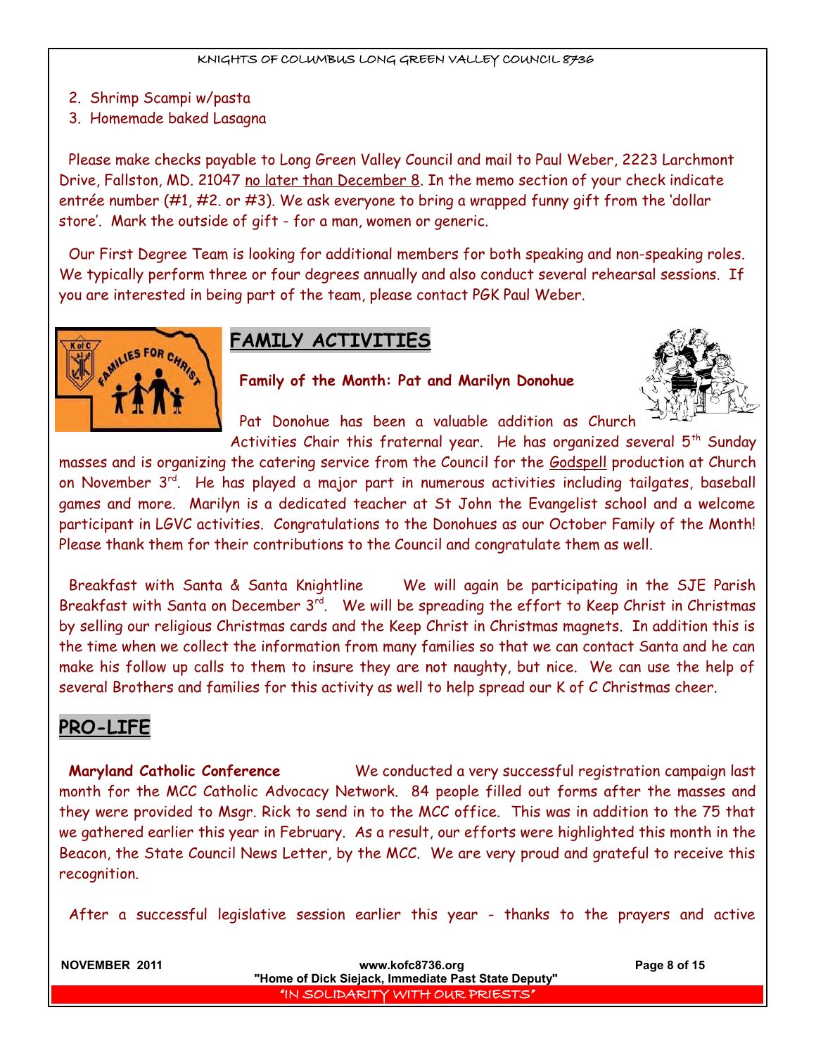2. Shrimp Scampi w/pasta
3. Homemade baked Lasagna

Please make checks payable to Long Green Valley Council and mail to Paul Weber, 2223 Larchmont Drive, Fallston, MD. 21047 no later than December 8. In the memo section of your check indicate entrée number (#1, #2. or #3). We ask everyone to bring a wrapped funny gift from the 'dollar store'. Mark the outside of gift - for a man, women or generic.

Our First Degree Team is looking for additional members for both speaking and non-speaking roles. We typically perform three or four degrees annually and also conduct several rehearsal sessions. If you are interested in being part of the team, please contact PGK Paul Weber.

## FAMILY ACTIVITIES

**Family of the Month: Pat and Marilyn Donohue**

Pat Donohue has been a valuable addition as Church Activities Chair this fraternal year. He has organized several 5th Sunday masses and is organizing the catering service from the Council for the Godspell production at Church on November 3rd. He has played a major part in numerous activities including tailgates, baseball games and more. Marilyn is a dedicated teacher at St John the Evangelist school and a welcome participant in LGVC activities. Congratulations to the Donohues as our October Family of the Month! Please thank them for their contributions to the Council and congratulate them as well.

Breakfast with Santa & Santa Knightline We will again be participating in the SJE Parish Breakfast with Santa on December 3rd. We will be spreading the effort to Keep Christ in Christmas by selling our religious Christmas cards and the Keep Christ in Christmas magnets. In addition this is the time when we collect the information from many families so that we can contact Santa and he can make his follow up calls to them to insure they are not naughty, but nice. We can use the help of several Brothers and families for this activity as well to help spread our K of C Christmas cheer.

## PRO-LIFE

**Maryland Catholic Conference** We conducted a very successful registration campaign last month for the MCC Catholic Advocacy Network. 84 people filled out forms after the masses and they were provided to Msgr. Rick to send in to the MCC office. This was in addition to the 75 that we gathered earlier this year in February. As a result, our efforts were highlighted this month in the Beacon, the State Council News Letter, by the MCC. We are very proud and grateful to receive this recognition.

After a successful legislative session earlier this year - thanks to the prayers and active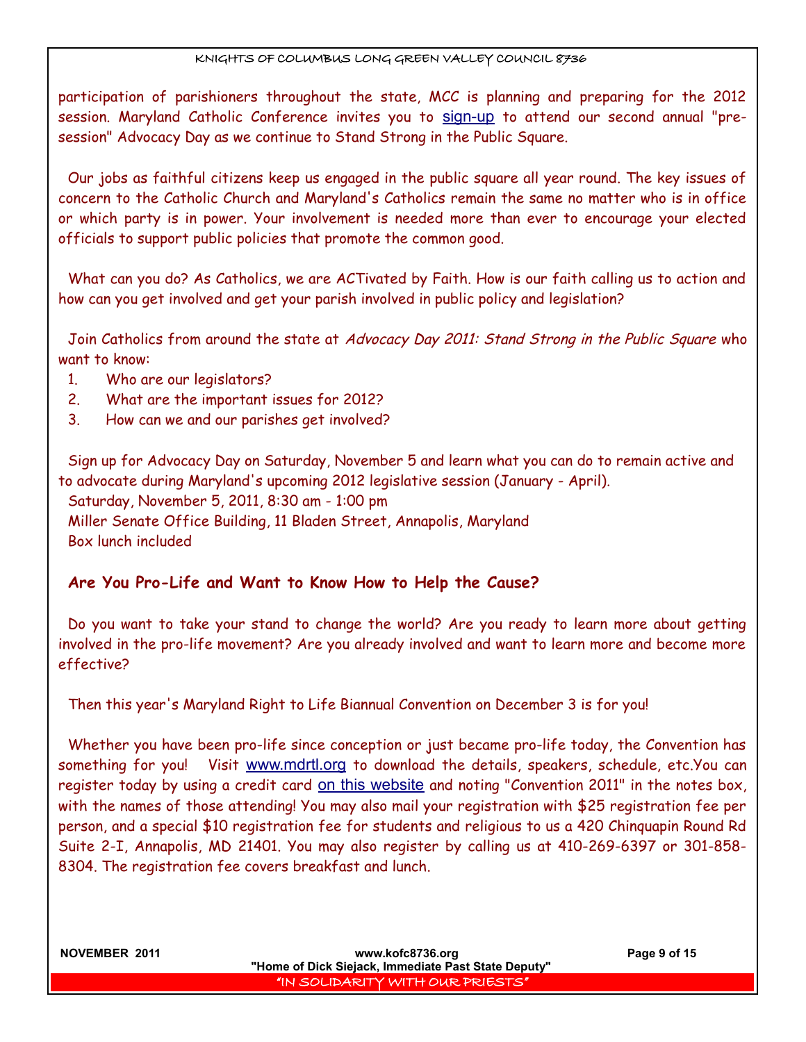participation of parishioners throughout the state, MCC is planning and preparing for the 2012 session. Maryland Catholic Conference invites you to sign-up to attend our second annual "pre-session" Advocacy Day as we continue to Stand Strong in the Public Square.

Our jobs as faithful citizens keep us engaged in the public square all year round. The key issues of concern to the Catholic Church and Maryland's Catholics remain the same no matter who is in office or which party is in power. Your involvement is needed more than ever to encourage your elected officials to support public policies that promote the common good.

What can you do? As Catholics, we are ACTivated by Faith. How is our faith calling us to action and how can you get involved and get your parish involved in public policy and legislation?

Join Catholics from around the state at *Advocacy Day 2011: Stand Strong in the Public Square* who want to know:

1. Who are our legislators?
2. What are the important issues for 2012?
3. How can we and our parishes get involved?

Sign up for Advocacy Day on Saturday, November 5 and learn what you can do to remain active and to advocate during Maryland's upcoming 2012 legislative session (January - April).
Saturday, November 5, 2011, 8:30 am - 1:00 pm
Miller Senate Office Building, 11 Bladen Street, Annapolis, Maryland
Box lunch included

## Are You Pro-Life and Want to Know How to Help the Cause?

Do you want to take your stand to change the world? Are you ready to learn more about getting involved in the pro-life movement? Are you already involved and want to learn more and become more effective?

Then this year's Maryland Right to Life Biannual Convention on December 3 is for you!

Whether you have been pro-life since conception or just became pro-life today, the Convention has something for you! Visit www.mdrtl.org to download the details, speakers, schedule, etc.You can register today by using a credit card on this website and noting "Convention 2011" in the notes box, with the names of those attending! You may also mail your registration with $25 registration fee per person, and a special $10 registration fee for students and religious to us a 420 Chinquapin Round Rd Suite 2-I, Annapolis, MD 21401. You may also register by calling us at 410-269-6397 or 301-858-8304. The registration fee covers breakfast and lunch.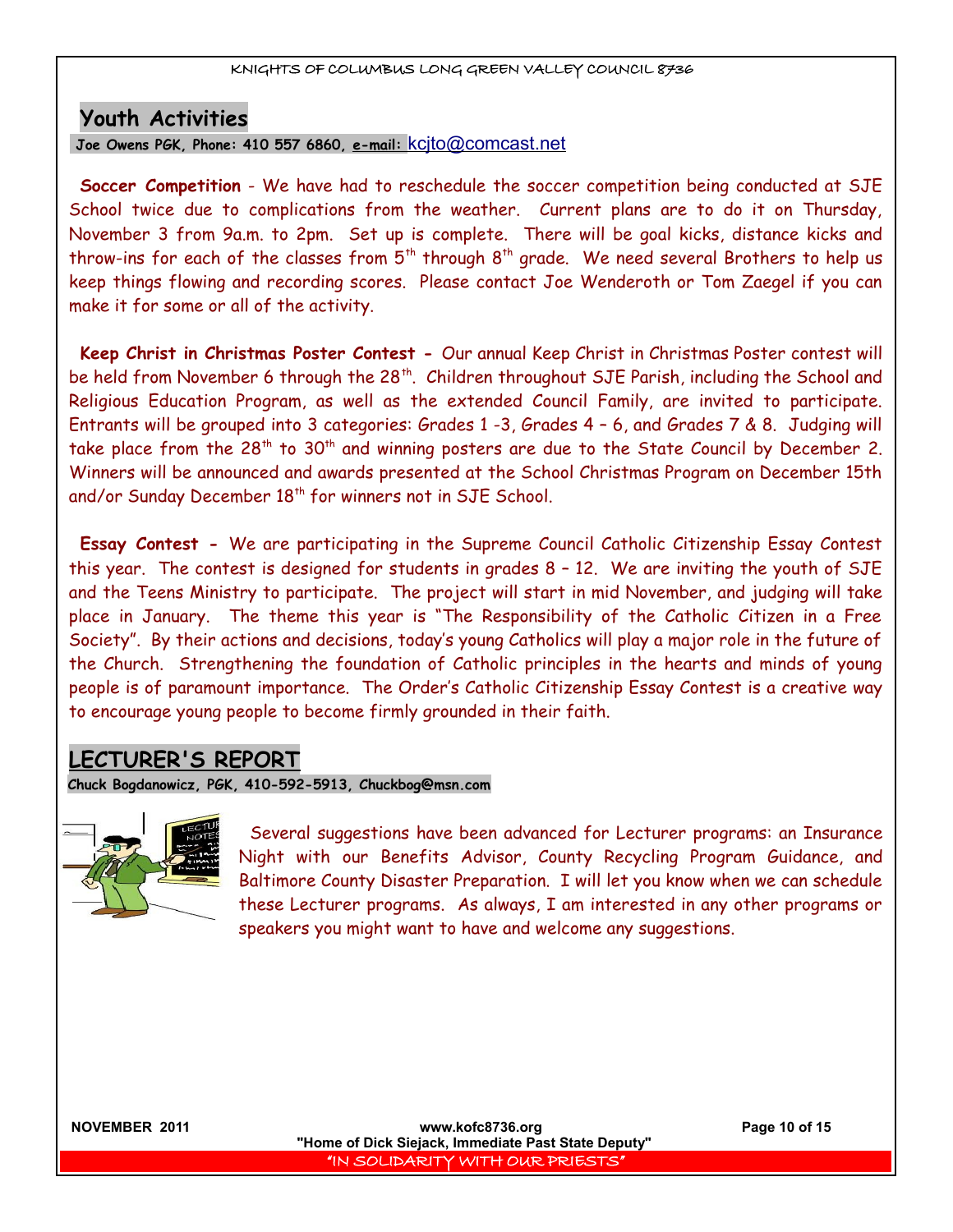## Youth Activities

**Joe Owens PGK, Phone: 410 557 6860, e-mail:** kcjto@comcast.net

**Soccer Competition** - We have had to reschedule the soccer competition being conducted at SJE School twice due to complications from the weather. Current plans are to do it on Thursday, November 3 from 9a.m. to 2pm. Set up is complete. There will be goal kicks, distance kicks and throw-ins for each of the classes from 5th through 8th grade. We need several Brothers to help us keep things flowing and recording scores. Please contact Joe Wenderoth or Tom Zaegel if you can make it for some or all of the activity.

**Keep Christ in Christmas Poster Contest -** Our annual Keep Christ in Christmas Poster contest will be held from November 6 through the 28th. Children throughout SJE Parish, including the School and Religious Education Program, as well as the extended Council Family, are invited to participate. Entrants will be grouped into 3 categories: Grades 1 -3, Grades 4 – 6, and Grades 7 & 8. Judging will take place from the 28th to 30th and winning posters are due to the State Council by December 2. Winners will be announced and awards presented at the School Christmas Program on December 15th and/or Sunday December 18th for winners not in SJE School.

**Essay Contest -** We are participating in the Supreme Council Catholic Citizenship Essay Contest this year. The contest is designed for students in grades 8 – 12. We are inviting the youth of SJE and the Teens Ministry to participate. The project will start in mid November, and judging will take place in January. The theme this year is "The Responsibility of the Catholic Citizen in a Free Society". By their actions and decisions, today's young Catholics will play a major role in the future of the Church. Strengthening the foundation of Catholic principles in the hearts and minds of young people is of paramount importance. The Order's Catholic Citizenship Essay Contest is a creative way to encourage young people to become firmly grounded in their faith.

## LECTURER'S REPORT

**Chuck Bogdanowicz, PGK, 410-592-5913, Chuckbog@msn.com**

Several suggestions have been advanced for Lecturer programs: an Insurance Night with our Benefits Advisor, County Recycling Program Guidance, and Baltimore County Disaster Preparation. I will let you know when we can schedule these Lecturer programs. As always, I am interested in any other programs or speakers you might want to have and welcome any suggestions.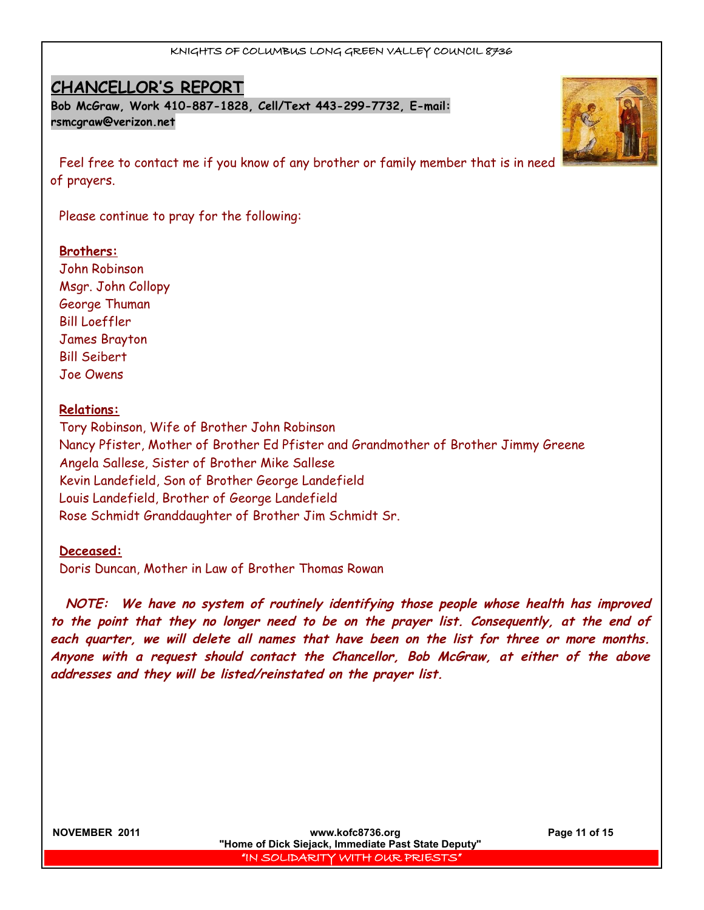## CHANCELLOR'S REPORT

**Bob McGraw, Work 410-887-1828, Cell/Text 443-299-7732, E-mail: rsmcgraw@verizon.net**

Feel free to contact me if you know of any brother or family member that is in need of prayers.

Please continue to pray for the following:

**Brothers:**

John Robinson
Msgr. John Collopy
George Thuman
Bill Loeffler
James Brayton
Bill Seibert
Joe Owens

**Relations:**

Tory Robinson, Wife of Brother John Robinson
Nancy Pfister, Mother of Brother Ed Pfister and Grandmother of Brother Jimmy Greene
Angela Sallese, Sister of Brother Mike Sallese
Kevin Landefield, Son of Brother George Landefield
Louis Landefield, Brother of George Landefield
Rose Schmidt Granddaughter of Brother Jim Schmidt Sr.

**Deceased:**

Doris Duncan, Mother in Law of Brother Thomas Rowan

***NOTE: We have no system of routinely identifying those people whose health has improved to the point that they no longer need to be on the prayer list. Consequently, at the end of each quarter, we will delete all names that have been on the list for three or more months. Anyone with a request should contact the Chancellor, Bob McGraw, at either of the above addresses and they will be listed/reinstated on the prayer list.***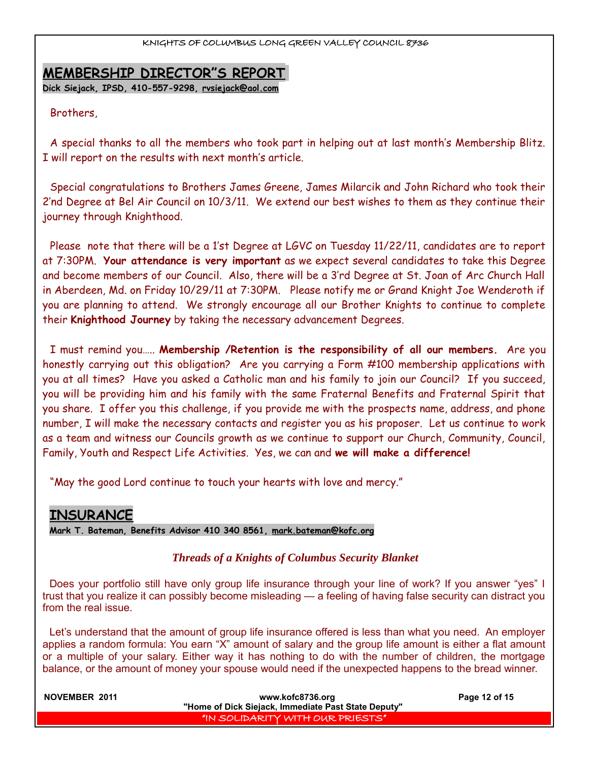## MEMBERSHIP DIRECTOR"S REPORT

**Dick Siejack, IPSD, 410-557-9298, rvsiejack@aol.com**

Brothers,

A special thanks to all the members who took part in helping out at last month's Membership Blitz. I will report on the results with next month's article.

Special congratulations to Brothers James Greene, James Milarcik and John Richard who took their 2'nd Degree at Bel Air Council on 10/3/11. We extend our best wishes to them as they continue their journey through Knighthood.

Please note that there will be a 1'st Degree at LGVC on Tuesday 11/22/11, candidates are to report at 7:30PM. **Your attendance is very important** as we expect several candidates to take this Degree and become members of our Council. Also, there will be a 3'rd Degree at St. Joan of Arc Church Hall in Aberdeen, Md. on Friday 10/29/11 at 7:30PM. Please notify me or Grand Knight Joe Wenderoth if you are planning to attend. We strongly encourage all our Brother Knights to continue to complete their **Knighthood Journey** by taking the necessary advancement Degrees.

I must remind you….. **Membership /Retention is the responsibility of all our members.** Are you honestly carrying out this obligation? Are you carrying a Form #100 membership applications with you at all times? Have you asked a Catholic man and his family to join our Council? If you succeed, you will be providing him and his family with the same Fraternal Benefits and Fraternal Spirit that you share. I offer you this challenge, if you provide me with the prospects name, address, and phone number, I will make the necessary contacts and register you as his proposer. Let us continue to work as a team and witness our Councils growth as we continue to support our Church, Community, Council, Family, Youth and Respect Life Activities. Yes, we can and **we will make a difference!**

"May the good Lord continue to touch your hearts with love and mercy."

## INSURANCE

**Mark T. Bateman, Benefits Advisor 410 340 8561, mark.bateman@kofc.org**

***Threads of a Knights of Columbus Security Blanket***

Does your portfolio still have only group life insurance through your line of work? If you answer "yes" I trust that you realize it can possibly become misleading — a feeling of having false security can distract you from the real issue.

Let's understand that the amount of group life insurance offered is less than what you need. An employer applies a random formula: You earn "X" amount of salary and the group life amount is either a flat amount or a multiple of your salary. Either way it has nothing to do with the number of children, the mortgage balance, or the amount of money your spouse would need if the unexpected happens to the bread winner.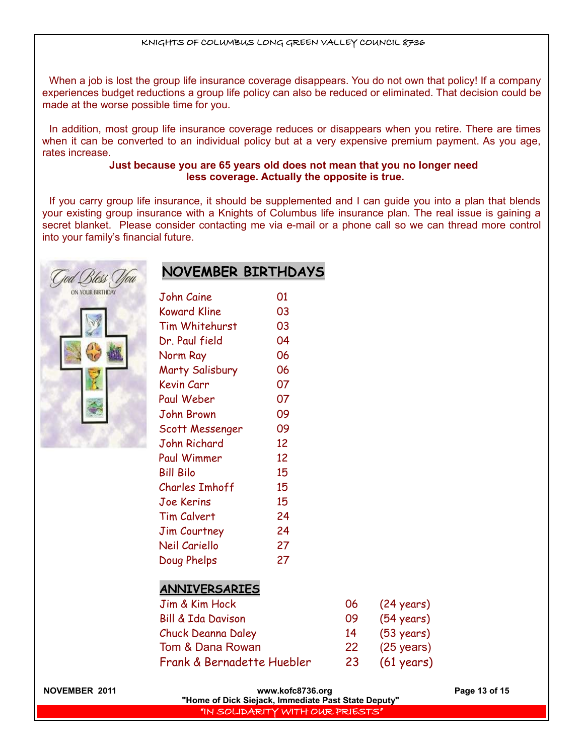When a job is lost the group life insurance coverage disappears. You do not own that policy! If a company experiences budget reductions a group life policy can also be reduced or eliminated. That decision could be made at the worse possible time for you.

In addition, most group life insurance coverage reduces or disappears when you retire. There are times when it can be converted to an individual policy but at a very expensive premium payment. As you age, rates increase.

**Just because you are 65 years old does not mean that you no longer need less coverage. Actually the opposite is true.**

If you carry group life insurance, it should be supplemented and I can guide you into a plan that blends your existing group insurance with a Knights of Columbus life insurance plan. The real issue is gaining a secret blanket. Please consider contacting me via e-mail or a phone call so we can thread more control into your family's financial future.

## NOVEMBER BIRTHDAYS

| | |
|---|---|
| John Caine | 01 |
| Koward Kline | 03 |
| Tim Whitehurst | 03 |
| Dr. Paul field | 04 |
| Norm Ray | 06 |
| Marty Salisbury | 06 |
| Kevin Carr | 07 |
| Paul Weber | 07 |
| John Brown | 09 |
| Scott Messenger | 09 |
| John Richard | 12 |
| Paul Wimmer | 12 |
| Bill Bilo | 15 |
| Charles Imhoff | 15 |
| Joe Kerins | 15 |
| Tim Calvert | 24 |
| Jim Courtney | 24 |
| Neil Cariello | 27 |
| Doug Phelps | 27 |

## ANNIVERSARIES

| | | |
|---|---|---|
| Jim & Kim Hock | 06 | (24 years) |
| Bill & Ida Davison | 09 | (54 years) |
| Chuck Deanna Daley | 14 | (53 years) |
| Tom & Dana Rowan | 22 | (25 years) |
| Frank & Bernadette Huebler | 23 | (61 years) |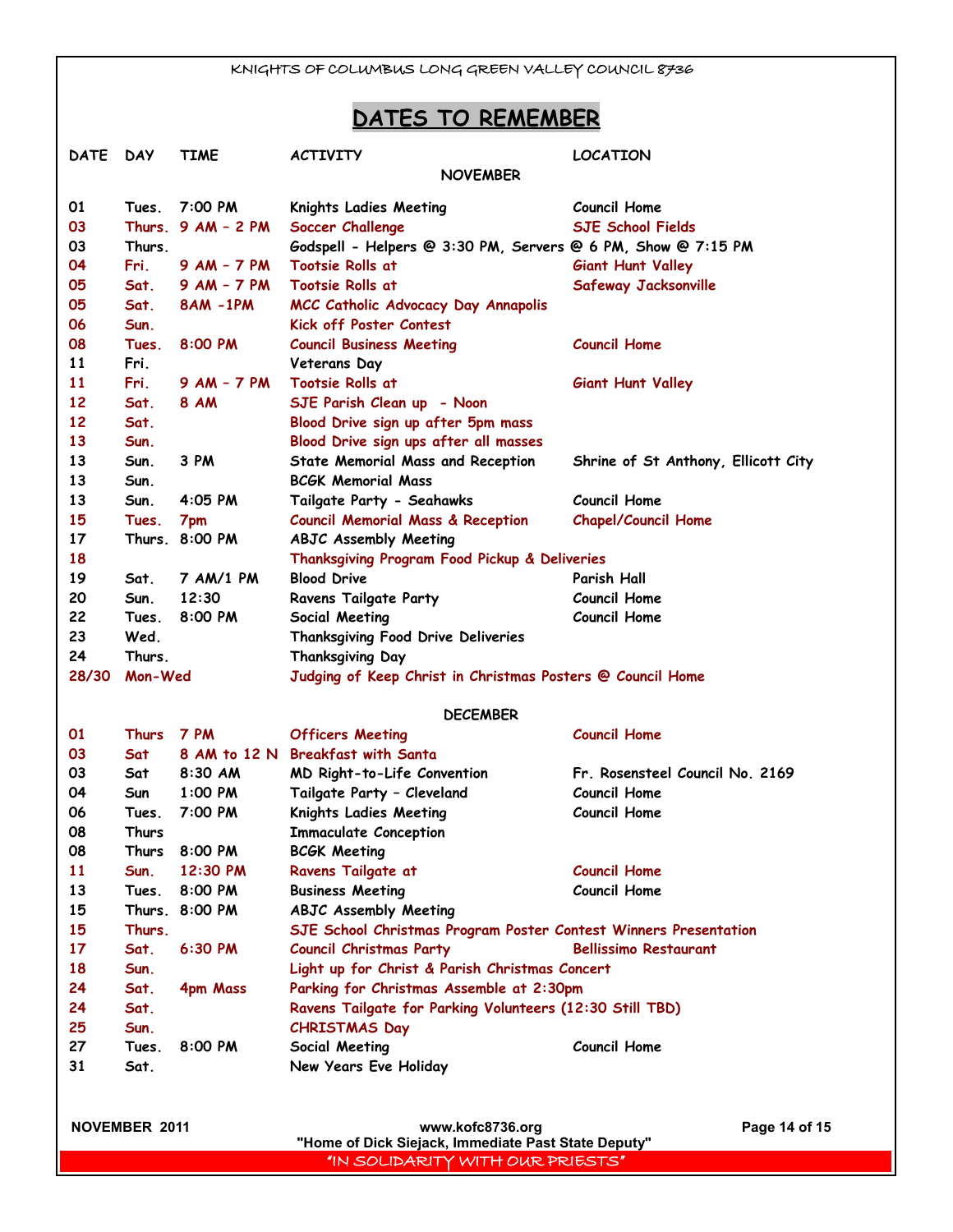# DATES TO REMEMBER

| DATE | DAY | TIME | ACTIVITY | LOCATION |
|---|---|---|---|---|
| | | | **NOVEMBER** | |
| 01 | Tues. | 7:00 PM | Knights Ladies Meeting | Council Home |
| 03 | Thurs. | 9 AM – 2 PM | Soccer Challenge | SJE School Fields |
| 03 | Thurs. | | Godspell - Helpers @ 3:30 PM, Servers @ 6 PM, Show @ 7:15 PM | |
| 04 | Fri. | 9 AM – 7 PM | Tootsie Rolls at | Giant Hunt Valley |
| 05 | Sat. | 9 AM – 7 PM | Tootsie Rolls at | Safeway Jacksonville |
| 05 | Sat. | 8AM -1PM | MCC Catholic Advocacy Day Annapolis | |
| 06 | Sun. | | Kick off Poster Contest | |
| 08 | Tues. | 8:00 PM | Council Business Meeting | Council Home |
| 11 | Fri. | | Veterans Day | |
| 11 | Fri. | 9 AM – 7 PM | Tootsie Rolls at | Giant Hunt Valley |
| 12 | Sat. | 8 AM | SJE Parish Clean up - Noon | |
| 12 | Sat. | | Blood Drive sign up after 5pm mass | |
| 13 | Sun. | | Blood Drive sign ups after all masses | |
| 13 | Sun. | 3 PM | State Memorial Mass and Reception | Shrine of St Anthony, Ellicott City |
| 13 | Sun. | | BCGK Memorial Mass | |
| 13 | Sun. | 4:05 PM | Tailgate Party - Seahawks | Council Home |
| 15 | Tues. | 7pm | Council Memorial Mass & Reception | Chapel/Council Home |
| 17 | Thurs. | 8:00 PM | ABJC Assembly Meeting | |
| 18 | | | Thanksgiving Program Food Pickup & Deliveries | |
| 19 | Sat. | 7 AM/1 PM | Blood Drive | Parish Hall |
| 20 | Sun. | 12:30 | Ravens Tailgate Party | Council Home |
| 22 | Tues. | 8:00 PM | Social Meeting | Council Home |
| 23 | Wed. | | Thanksgiving Food Drive Deliveries | |
| 24 | Thurs. | | Thanksgiving Day | |
| 28/30 | Mon-Wed | | Judging of Keep Christ in Christmas Posters @ Council Home | |
| | | | **DECEMBER** | |
| 01 | Thurs | 7 PM | Officers Meeting | Council Home |
| 03 | Sat | 8 AM to 12 N | Breakfast with Santa | |
| 03 | Sat | 8:30 AM | MD Right-to-Life Convention | Fr. Rosensteel Council No. 2169 |
| 04 | Sun | 1:00 PM | Tailgate Party – Cleveland | Council Home |
| 06 | Tues. | 7:00 PM | Knights Ladies Meeting | Council Home |
| 08 | Thurs | | Immaculate Conception | |
| 08 | Thurs | 8:00 PM | BCGK Meeting | |
| 11 | Sun. | 12:30 PM | Ravens Tailgate at | Council Home |
| 13 | Tues. | 8:00 PM | Business Meeting | Council Home |
| 15 | Thurs. | 8:00 PM | ABJC Assembly Meeting | |
| 15 | Thurs. | | SJE School Christmas Program Poster Contest Winners Presentation | |
| 17 | Sat. | 6:30 PM | Council Christmas Party | Bellissimo Restaurant |
| 18 | Sun. | | Light up for Christ & Parish Christmas Concert | |
| 24 | Sat. | 4pm Mass | Parking for Christmas Assemble at 2:30pm | |
| 24 | Sat. | | Ravens Tailgate for Parking Volunteers (12:30 Still TBD) | |
| 25 | Sun. | | CHRISTMAS Day | |
| 27 | Tues. | 8:00 PM | Social Meeting | Council Home |
| 31 | Sat. | | New Years Eve Holiday | |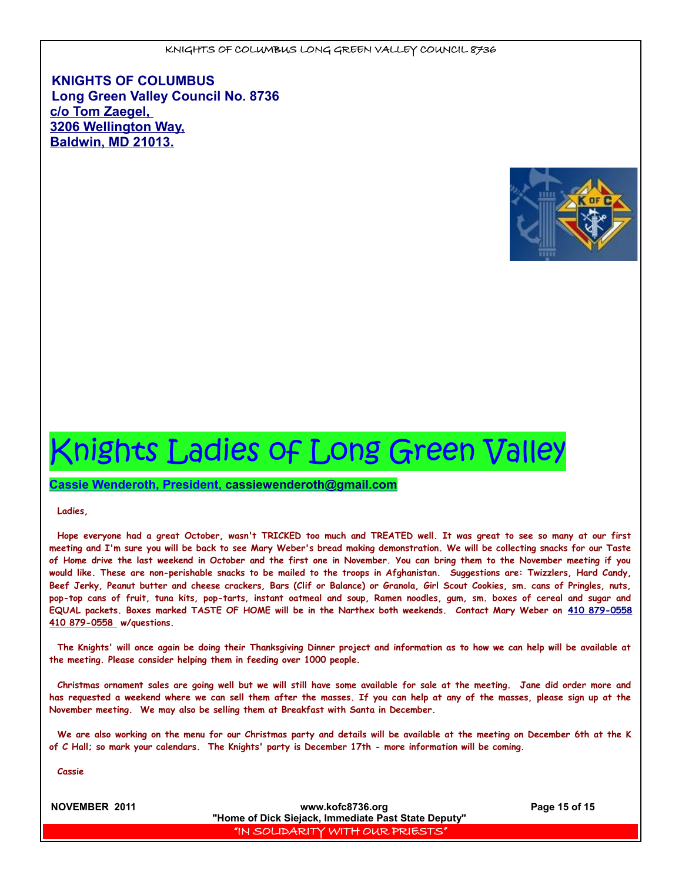**KNIGHTS OF COLUMBUS**
**Long Green Valley Council No. 8736**
**c/o Tom Zaegel,**
**3206 Wellington Way,**
**Baldwin, MD 21013.**

# Knights Ladies of Long Green Valley

**Cassie Wenderoth, President, cassiewenderoth@gmail.com**

Ladies,

Hope everyone had a great October, wasn't TRICKED too much and TREATED well. It was great to see so many at our first meeting and I'm sure you will be back to see Mary Weber's bread making demonstration. We will be collecting snacks for our Taste of Home drive the last weekend in October and the first one in November. You can bring them to the November meeting if you would like. These are non-perishable snacks to be mailed to the troops in Afghanistan. Suggestions are: Twizzlers, Hard Candy, Beef Jerky, Peanut butter and cheese crackers, Bars (Clif or Balance) or Granola, Girl Scout Cookies, sm. cans of Pringles, nuts, pop-top cans of fruit, tuna kits, pop-tarts, instant oatmeal and soup, Ramen noodles, gum, sm. boxes of cereal and sugar and EQUAL packets. Boxes marked TASTE OF HOME will be in the Narthex both weekends. Contact Mary Weber on 410 879-0558 410 879-0558 w/questions.

The Knights' will once again be doing their Thanksgiving Dinner project and information as to how we can help will be available at the meeting. Please consider helping them in feeding over 1000 people.

Christmas ornament sales are going well but we will still have some available for sale at the meeting. Jane did order more and has requested a weekend where we can sell them after the masses. If you can help at any of the masses, please sign up at the November meeting. We may also be selling them at Breakfast with Santa in December.

We are also working on the menu for our Christmas party and details will be available at the meeting on December 6th at the K of C Hall; so mark your calendars. The Knights' party is December 17th - more information will be coming.

Cassie

"Home of Dick Siejack, Immediate Past State Deputy"

"IN SOLIDARITY WITH OUR PRIESTS"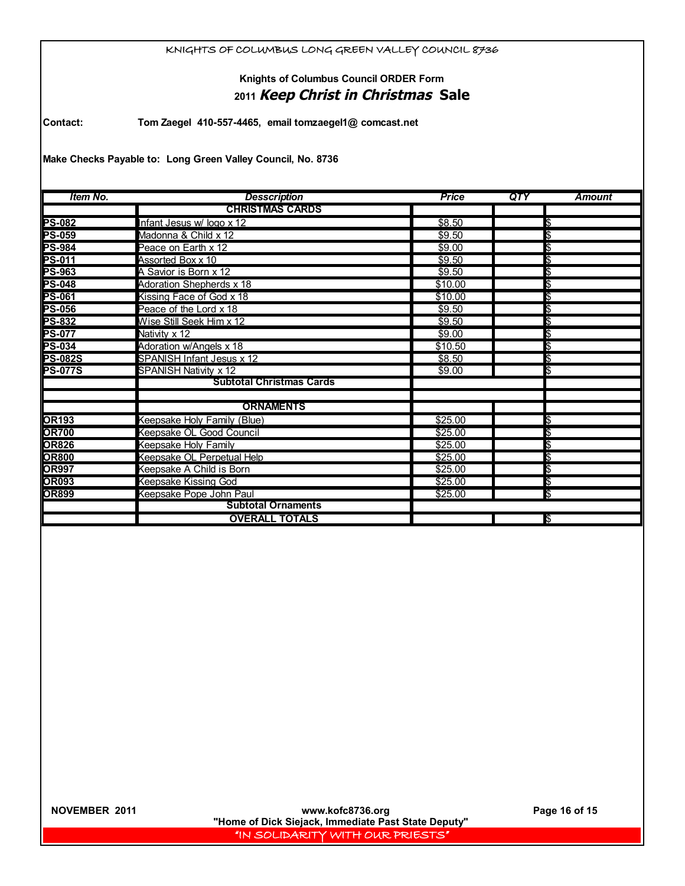KNIGHTS OF COLUMBUS LONG GREEN VALLEY COUNCIL 8736

**Knights of Columbus Council ORDER Form**

## 2011 *Keep Christ in Christmas* Sale

**Contact:** **Tom Zaegel 410-557-4465, email tomzaegel1@ comcast.net**

**Make Checks Payable to: Long Green Valley Council, No. 8736**

| *Item No.* | *Desscription* | *Price* | *QTY* | *Amount* |
|---|---|---|---|---|
| | **CHRISTMAS CARDS** | | | |
| **PS-082** | Infant Jesus w/ logo x 12 | $8.50 | | $ |
| **PS-059** | Madonna & Child x 12 | $9.50 | | $ |
| **PS-984** | Peace on Earth x 12 | $9.00 | | $ |
| **PS-011** | Assorted Box x 10 | $9.50 | | $ |
| **PS-963** | A Savior is Born x 12 | $9.50 | | $ |
| **PS-048** | Adoration Shepherds x 18 | $10.00 | | $ |
| **PS-061** | Kissing Face of God x 18 | $10.00 | | $ |
| **PS-056** | Peace of the Lord x 18 | $9.50 | | $ |
| **PS-832** | Wise Still Seek Him x 12 | $9.50 | | $ |
| **PS-077** | Nativity x 12 | $9.00 | | $ |
| **PS-034** | Adoration w/Angels x 18 | $10.50 | | $ |
| **PS-082S** | SPANISH Infant Jesus x 12 | $8.50 | | $ |
| **PS-077S** | SPANISH Nativity x 12 | $9.00 | | $ |
| | **Subtotal Christmas Cards** | | | |
| | | | | |
| | **ORNAMENTS** | | | |
| **OR193** | Keepsake Holy Family (Blue) | $25.00 | | $ |
| **OR700** | Keepsake OL Good Council | $25.00 | | $ |
| **OR826** | Keepsake Holy Family | $25.00 | | $ |
| **OR800** | Keepsake OL Perpetual Help | $25.00 | | $ |
| **OR997** | Keepsake A Child is Born | $25.00 | | $ |
| **OR093** | Keepsake Kissing God | $25.00 | | $ |
| **OR899** | Keepsake Pope John Paul | $25.00 | | $ |
| | **Subtotal Ornaments** | | | |
| | **OVERALL TOTALS** | | | $ |